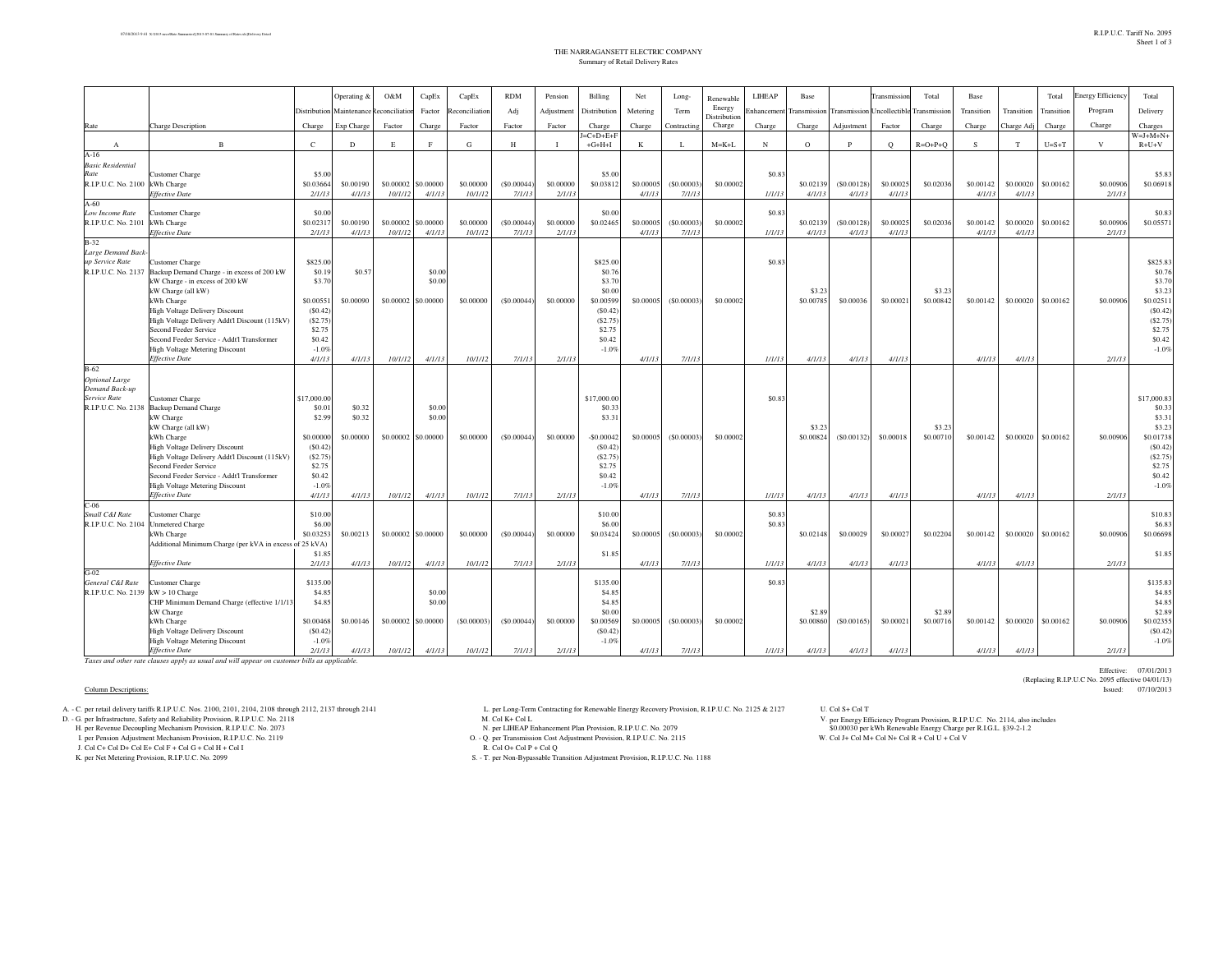# THE NARRAGANSETT ELECTRIC COMPANY

Summary of Retail Delivery Rates

| Rate | Charge Description | Distribution Charge | Operating & Maintenance Exp Charge | O&M Reconciliation Factor | CapEx Factor Charge | CapEx Reconciliation Factor | RDM Adj Factor | Pension Adjustment Factor | Billing Distribution Charge J=C+D+E+F+G+H+I | Net Metering Charge | Long-Term Contracting | Renewable Energy Distribution Charge | LIHEAP Enhancement Charge | Base Transmission Charge | Transmission Adjustment | Transmission Uncollectible Factor | Total Transmission Charge | Base Transition Charge | Transition Charge Adj | Total Transition Charge | Energy Efficiency Program Charge | Total Delivery Charges |
|---|---|---|---|---|---|---|---|---|---|---|---|---|---|---|---|---|---|---|---|---|---|---|
| A | B | C | D | E | F | G | H | I | J=C+D+E+F+G+H+I | K | L | M=K+L | N | O | P | Q | R=O+P+Q | S | T | U=S+T | V | W=J+M+N+R+U+V |
| A-16 *Basic Residential Rate* | Customer Charge | $5.00 | | | | | | | $5.00 | | | | $0.83 | | | | | | | | | $5.83 |
| R.I.P.U.C. No. 2100 | kWh Charge | $0.03664 | $0.00190 | $0.00002 | $0.00000 | $0.00000 | ($0.00044) | $0.00000 | $0.03812 | $0.00005 | ($0.00003) | $0.00002 | | $0.02139 | ($0.00128) | $0.00025 | $0.02036 | $0.00142 | $0.00020 | $0.00162 | $0.00906 | $0.06918 |
| | *Effective Date* | *2/1/13* | *4/1/13* | *10/1/12* | *4/1/13* | *10/1/12* | *7/1/13* | *2/1/13* | | *4/1/13* | *7/1/13* | | *1/1/13* | *4/1/13* | *4/1/13* | *4/1/13* | | *4/1/13* | *4/1/13* | | *2/1/13* | |
| A-60 *Low Income Rate* | Customer Charge | $0.00 | | | | | | | $0.00 | | | | $0.83 | | | | | | | | | $0.83 |
| R.I.P.U.C. No. 2101 | kWh Charge | $0.02317 | $0.00190 | $0.00002 | $0.00000 | $0.00000 | ($0.00044) | $0.00000 | $0.02465 | $0.00005 | ($0.00003) | $0.00002 | | $0.02139 | ($0.00128) | $0.00025 | $0.02036 | $0.00142 | $0.00020 | $0.00162 | $0.00906 | $0.05571 |
| | *Effective Date* | *2/1/13* | *4/1/13* | *10/1/12* | *4/1/13* | *10/1/12* | *7/1/13* | *2/1/13* | | *4/1/13* | *7/1/13* | | *1/1/13* | *4/1/13* | *4/1/13* | *4/1/13* | | *4/1/13* | *4/1/13* | | *2/1/13* | |
| B-32 *Large Demand Back-up Service Rate* | Customer Charge | $825.00 | | | | | | | $825.00 | | | | $0.83 | | | | | | | | | $825.83 |
| R.I.P.U.C. No. 2137 | Backup Demand Charge - in excess of 200 kW | $0.19 | $0.57 | | $0.00 | | | | $0.76 | | | | | | | | | | | | | $0.76 |
| | kW Charge - in excess of 200 kW | $3.70 | | | $0.00 | | | | $3.70 | | | | | | | | | | | | | $3.70 |
| | kW Charge (all kW) | | | | | | | | $0.00 | | | | | $3.23 | | | $3.23 | | | | | $3.23 |
| | kWh Charge | $0.00551 | $0.00090 | $0.00002 | $0.00000 | $0.00000 | ($0.00044) | $0.00000 | $0.00599 | $0.00005 | ($0.00003) | $0.00002 | | $0.00785 | $0.00036 | $0.00021 | $0.00842 | $0.00142 | $0.00020 | $0.00162 | $0.00906 | $0.02511 |
| | High Voltage Delivery Discount | ($0.42) | | | | | | | ($0.42) | | | | | | | | | | | | | ($0.42) |
| | High Voltage Delivery Addt'l Discount (115kV) | ($2.75) | | | | | | | ($2.75) | | | | | | | | | | | | | ($2.75) |
| | Second Feeder Service | $2.75 | | | | | | | $2.75 | | | | | | | | | | | | | $2.75 |
| | Second Feeder Service - Addt'l Transformer | $0.42 | | | | | | | $0.42 | | | | | | | | | | | | | $0.42 |
| | High Voltage Metering Discount | -1.0% | | | | | | | -1.0% | | | | | | | | | | | | | -1.0% |
| | *Effective Date* | *4/1/13* | *4/1/13* | *10/1/12* | *4/1/13* | *10/1/12* | *7/1/13* | *2/1/13* | | *4/1/13* | *7/1/13* | | *1/1/13* | *4/1/13* | *4/1/13* | *4/1/13* | | *4/1/13* | *4/1/13* | | *2/1/13* | |
| B-62 *Optional Large Demand Back-up Service Rate* | Customer Charge | $17,000.00 | | | | | | | $17,000.00 | | | | $0.83 | | | | | | | | | $17,000.83 |
| R.I.P.U.C. No. 2138 | Backup Demand Charge | $0.01 | $0.32 | | $0.00 | | | | $0.33 | | | | | | | | | | | | | $0.33 |
| | kW Charge | $2.99 | $0.32 | | $0.00 | | | | $3.31 | | | | | | | | | | | | | $3.31 |
| | kW Charge (all kW) | | | | | | | | | | | | | $3.23 | | | $3.23 | | | | | $3.23 |
| | kWh Charge | $0.00000 | $0.00000 | $0.00002 | $0.00000 | $0.00000 | ($0.00044) | $0.00000 | -$0.00042 | $0.00005 | ($0.00003) | $0.00002 | | $0.00824 | ($0.00132) | $0.00018 | $0.00710 | $0.00142 | $0.00020 | $0.00162 | $0.00906 | $0.01738 |
| | High Voltage Delivery Discount | ($0.42) | | | | | | | ($0.42) | | | | | | | | | | | | | ($0.42) |
| | High Voltage Delivery Addt'l Discount (115kV) | ($2.75) | | | | | | | ($2.75) | | | | | | | | | | | | | ($2.75) |
| | Second Feeder Service | $2.75 | | | | | | | $2.75 | | | | | | | | | | | | | $2.75 |
| | Second Feeder Service - Addt'l Transformer | $0.42 | | | | | | | $0.42 | | | | | | | | | | | | | $0.42 |
| | High Voltage Metering Discount | -1.0% | | | | | | | -1.0% | | | | | | | | | | | | | -1.0% |
| | *Effective Date* | *4/1/13* | *4/1/13* | *10/1/12* | *4/1/13* | *10/1/12* | *7/1/13* | *2/1/13* | | *4/1/13* | *7/1/13* | | *1/1/13* | *4/1/13* | *4/1/13* | *4/1/13* | | *4/1/13* | *4/1/13* | | *2/1/13* | |
| C-06 *Small C&I Rate* | Customer Charge | $10.00 | | | | | | | $10.00 | | | | $0.83 | | | | | | | | | $10.83 |
| R.I.P.U.C. No. 2104 | Unmetered Charge | $6.00 | | | | | | | $6.00 | | | | $0.83 | | | | | | | | | $6.83 |
| | kWh Charge | $0.03253 | $0.00213 | $0.00002 | $0.00000 | $0.00000 | ($0.00044) | $0.00000 | $0.03424 | $0.00005 | ($0.00003) | $0.00002 | | $0.02148 | $0.00029 | $0.00027 | $0.02204 | $0.00142 | $0.00020 | $0.00162 | $0.00906 | $0.06698 |
| | Additional Minimum Charge (per kVA in excess of 25 kVA) | $1.85 | | | | | | | $1.85 | | | | | | | | | | | | | $1.85 |
| | *Effective Date* | *2/1/13* | *4/1/13* | *10/1/12* | *4/1/13* | *10/1/12* | *7/1/13* | *2/1/13* | | *4/1/13* | *7/1/13* | | *1/1/13* | *4/1/13* | *4/1/13* | *4/1/13* | | *4/1/13* | *4/1/13* | | *2/1/13* | |
| G-02 *General C&I Rate* | Customer Charge | $135.00 | | | | | | | $135.00 | | | | $0.83 | | | | | | | | | $135.83 |
| R.I.P.U.C. No. 2139 | kW > 10 Charge | $4.85 | | | $0.00 | | | | $4.85 | | | | | | | | | | | | | $4.85 |
| | CHP Minimum Demand Charge (effective 1/1/13) | $4.85 | | | $0.00 | | | | $4.85 | | | | | | | | | | | | | $4.85 |
| | kW Charge | | | | | | | | $0.00 | | | | | $2.89 | | | $2.89 | | | | | $2.89 |
| | kWh Charge | $0.00468 | $0.00146 | $0.00002 | $0.00000 | ($0.00003) | ($0.00044) | $0.00000 | $0.00569 | $0.00005 | ($0.00003) | $0.00002 | | $0.00860 | ($0.00165) | $0.00021 | $0.00716 | $0.00142 | $0.00020 | $0.00162 | $0.00906 | $0.02355 |
| | High Voltage Delivery Discount | ($0.42) | | | | | | | ($0.42) | | | | | | | | | | | | | ($0.42) |
| | High Voltage Metering Discount | -1.0% | | | | | | | -1.0% | | | | | | | | | | | | | -1.0% |
| | *Effective Date* | *2/1/13* | *4/1/13* | *10/1/12* | *4/1/13* | *10/1/12* | *7/1/13* | *2/1/13* | | *4/1/13* | *7/1/13* | | *1/1/13* | *4/1/13* | *4/1/13* | *4/1/13* | | *4/1/13* | *4/1/13* | | *2/1/13* | |

*Taxes and other rate clauses apply as usual and will appear on customer bills as applicable.*

Effective: 07/01/2013
(Replacing R.I.P.U.C No. 2095 effective 04/01/13)
Issued: 07/10/2013

Column Descriptions:

A. - C. per retail delivery tariffs R.I.P.U.C. Nos. 2100, 2101, 2104, 2108 through 2112, 2137 through 2141
D. - G. per Infrastructure, Safety and Reliability Provision, R.I.P.U.C. No. 2118
H. per Revenue Decoupling Mechanism Provision, R.I.P.U.C. No. 2073
I. per Pension Adjustment Mechanism Provision, R.I.P.U.C. No. 2119
J. Col C+ Col D+ Col E+ Col F + Col G + Col H + Col I
K. per Net Metering Provision, R.I.P.U.C. No. 2099

L. per Long-Term Contracting for Renewable Energy Recovery Provision, R.I.P.U.C. No. 2125 & 2127
M. Col K+ Col L
N. per LIHEAP Enhancement Plan Provision, R.I.P.U.C. No. 2079
O. - Q. per Transmission Cost Adjustment Provision, R.I.P.U.C. No. 2115
R. Col O+ Col P + Col Q
S. - T. per Non-Bypassable Transition Adjustment Provision, R.I.P.U.C. No. 1188

U. Col S+ Col T
V. per Energy Efficiency Program Provision, R.I.P.U.C. No. 2114, also includes $0.00030 per kWh Renewable Energy Charge per R.I.G.L. §39-2-1.2
W. Col J+ Col M+ Col N+ Col R + Col U + Col V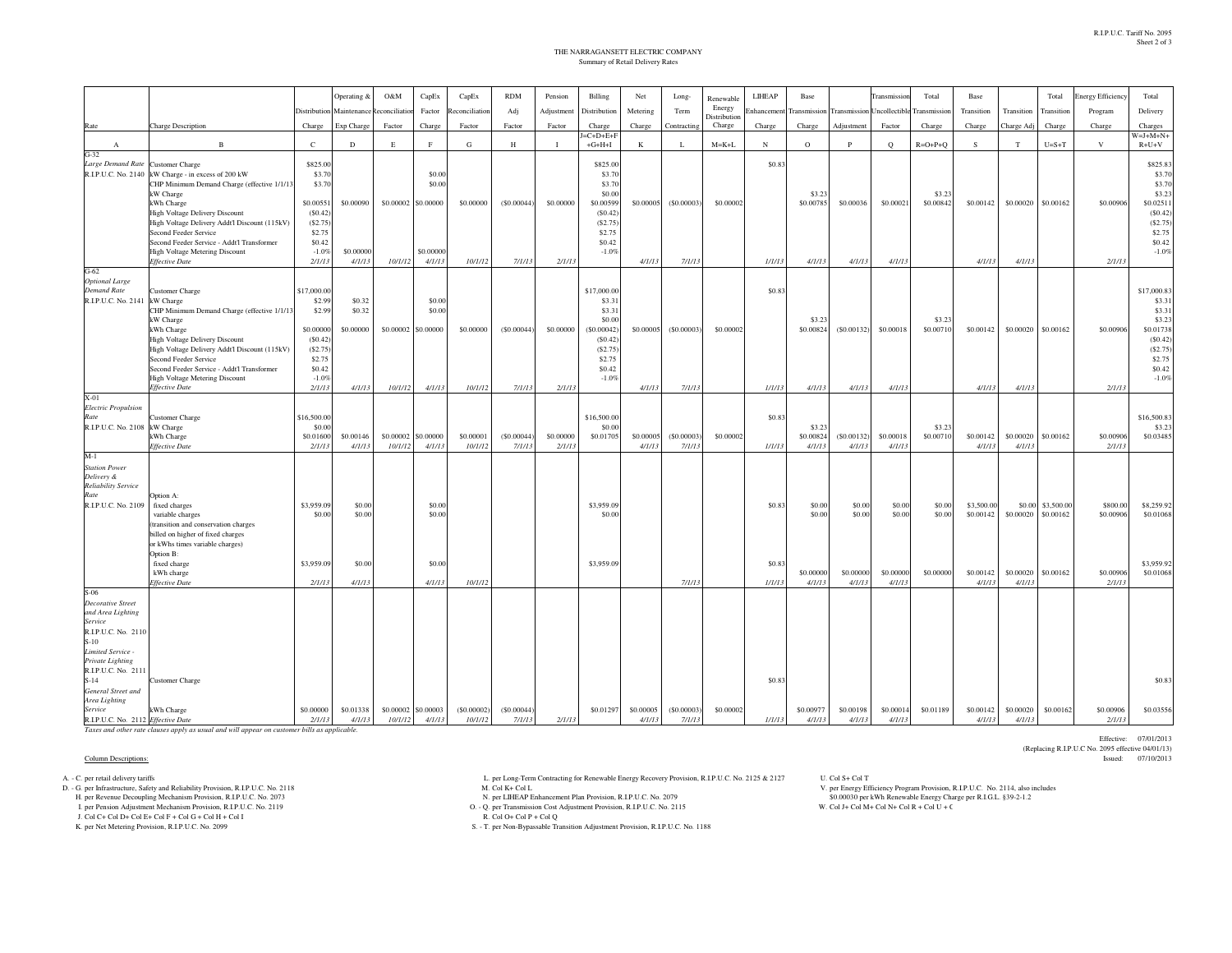THE NARRAGANSETT ELECTRIC COMPANY
Summary of Retail Delivery Rates

| Rate | Charge Description | Distribution Charge | Operating & Maintenance Exp Charge | O&M Reconciliation Factor | CapEx Factor Charge | CapEx Reconciliation Factor | RDM Adj Factor | Pension Adjustment Factor | Billing Distribution Charge | Net Metering Charge | Long-Term Contracting | Renewable Energy Distribution Charge | LIHEAP Enhancement Charge | Base Transmission Charge | Transmission Adjustment | Transmission Uncollectible Factor | Total Transmission Charge | Base Transition Charge | Transition Charge Adj | Total Transition Charge | Energy Efficiency Program Charge | Total Delivery Charges |
|---|---|---|---|---|---|---|---|---|---|---|---|---|---|---|---|---|---|---|---|---|---|---|
| | | | | | | | | | J=C+D+E+F +G+H+I | | | | | | | | | | | | | W=J+M+N+ R+U+V |
| A | B | C | D | E | F | G | H | I | | K | L | M=K+L | N | O | P | Q | R=O+P+Q | S | T | U=S+T | V | |
| G-32 | | | | | | | | | | | | | | | | | | | | | | |
| *Large Demand Rate* | Customer Charge | $825.00 | | | | | | | $825.00 | | | | $0.83 | | | | | | | | | $825.83 |
| R.I.P.U.C. No. 2140 | kW Charge - in excess of 200 kW | $3.70 | | | $0.00 | | | | $3.70 | | | | | | | | | | | | | $3.70 |
| | CHP Minimum Demand Charge (effective 1/1/13 | $3.70 | | | $0.00 | | | | $3.70 | | | | | | | | | | | | | $3.70 |
| | kW Charge | | | | | | | | $0.00 | | | | | $3.23 | | | $3.23 | | | | | $3.23 |
| | kWh Charge | $0.00551 | $0.00090 | $0.00002 | $0.00000 | $0.00000 | ($0.00044) | $0.00000 | $0.00599 | $0.00005 | ($0.00003) | $0.00002 | | $0.00785 | $0.00036 | $0.00021 | $0.00842 | $0.00142 | $0.00020 | $0.00162 | $0.00906 | $0.02511 |
| | High Voltage Delivery Discount | ($0.42) | | | | | | | ($0.42) | | | | | | | | | | | | | ($0.42) |
| | High Voltage Delivery Addt'l Discount (115kV) | ($2.75) | | | | | | | ($2.75) | | | | | | | | | | | | | ($2.75) |
| | Second Feeder Service | $2.75 | | | | | | | $2.75 | | | | | | | | | | | | | $2.75 |
| | Second Feeder Service - Addt'l Transformer | $0.42 | | | | | | | $0.42 | | | | | | | | | | | | | $0.42 |
| | High Voltage Metering Discount | -1.0% | $0.00000 | | $0.00000 | | | | -1.0% | | | | | | | | | | | | | -1.0% |
| | *Effective Date* | *2/1/13* | *4/1/13* | *10/1/12* | *4/1/13* | *10/1/12* | *7/1/13* | *2/1/13* | | *4/1/13* | *7/1/13* | | *1/1/13* | *4/1/13* | *4/1/13* | *4/1/13* | | *4/1/13* | *4/1/13* | | *2/1/13* | |
| G-62 | | | | | | | | | | | | | | | | | | | | | | |
| *Optional Large Demand Rate* | Customer Charge | $17,000.00 | | | | | | | $17,000.00 | | | | $0.83 | | | | | | | | | $17,000.83 |
| R.I.P.U.C. No. 2141 | kW Charge | $2.99 | $0.32 | | $0.00 | | | | $3.31 | | | | | | | | | | | | | $3.31 |
| | CHP Minimum Demand Charge (effective 1/1/13 | $2.99 | $0.32 | | $0.00 | | | | $3.31 | | | | | | | | | | | | | $3.31 |
| | kW Charge | | | | | | | | $0.00 | | | | | $3.23 | | | $3.23 | | | | | $3.23 |
| | kWh Charge | $0.00000 | $0.00000 | $0.00002 | $0.00000 | $0.00000 | ($0.00044) | $0.00000 | ($0.00042) | $0.00005 | ($0.00003) | $0.00002 | | $0.00824 | ($0.00132) | $0.00018 | $0.00710 | $0.00142 | $0.00020 | $0.00162 | $0.00906 | $0.01738 |
| | High Voltage Delivery Discount | ($0.42) | | | | | | | ($0.42) | | | | | | | | | | | | | ($0.42) |
| | High Voltage Delivery Addt'l Discount (115kV) | ($2.75) | | | | | | | ($2.75) | | | | | | | | | | | | | ($2.75) |
| | Second Feeder Service | $2.75 | | | | | | | $2.75 | | | | | | | | | | | | | $2.75 |
| | Second Feeder Service - Addt'l Transformer | $0.42 | | | | | | | $0.42 | | | | | | | | | | | | | $0.42 |
| | High Voltage Metering Discount | -1.0% | | | | | | | -1.0% | | | | | | | | | | | | | -1.0% |
| | *Effective Date* | *2/1/13* | *4/1/13* | *10/1/12* | *4/1/13* | *10/1/12* | *7/1/13* | *2/1/13* | | *4/1/13* | *7/1/13* | | *1/1/13* | *4/1/13* | *4/1/13* | *4/1/13* | | *4/1/13* | *4/1/13* | | *2/1/13* | |
| X-01 | | | | | | | | | | | | | | | | | | | | | | |
| *Electric Propulsion Rate* | Customer Charge | $16,500.00 | | | | | | | $16,500.00 | | | | $0.83 | | | | | | | | | $16,500.83 |
| R.I.P.U.C. No. 2108 | kW Charge | $0.00 | | | | | | | $0.00 | | | | | $3.23 | | | $3.23 | | | | | $3.23 |
| | kWh Charge | $0.01600 | $0.00146 | $0.00002 | $0.00000 | $0.00001 | ($0.00044) | $0.00000 | $0.01705 | $0.00005 | ($0.00003) | $0.00002 | | $0.00824 | ($0.00132) | $0.00018 | $0.00710 | $0.00142 | $0.00020 | $0.00162 | $0.00906 | $0.03485 |
| | *Effective Date* | *2/1/13* | *4/1/13* | *10/1/12* | *4/1/13* | *10/1/12* | *7/1/13* | *2/1/13* | | *4/1/13* | *7/1/13* | | *1/1/13* | *4/1/13* | *4/1/13* | *4/1/13* | | *4/1/13* | *4/1/13* | | *2/1/13* | |
| M-1 | | | | | | | | | | | | | | | | | | | | | | |
| *Station Power Delivery & Reliability Service Rate* | Option A: | | | | | | | | | | | | | | | | | | | | | |
| R.I.P.U.C. No. 2109 | fixed charges | $3,959.09 | $0.00 | | $0.00 | | | | $3,959.09 | | | | $0.83 | $0.00 | $0.00 | $0.00 | $0.00 | $3,500.00 | $0.00 | $3,500.00 | $800.00 | $8,259.92 |
| | variable charges | $0.00 | $0.00 | | $0.00 | | | | $0.00 | | | | | $0.00 | $0.00 | $0.00 | $0.00 | $0.00142 | $0.00020 | $0.00162 | $0.00906 | $0.01068 |
| | (transition and conservation charges billed on higher of fixed charges or kWhs times variable charges) | | | | | | | | | | | | | | | | | | | | | |
| | Option B: | | | | | | | | | | | | | | | | | | | | | |
| | fixed charge | $3,959.09 | $0.00 | | $0.00 | | | | $3,959.09 | | | | $0.83 | | | | | | | | | $3,959.92 |
| | kWh charge | | | | | | | | | | | | | $0.00000 | $0.00000 | $0.00000 | $0.00000 | $0.00142 | $0.00020 | $0.00162 | $0.00906 | $0.01068 |
| | *Effective Date* | *2/1/13* | *4/1/13* | | *4/1/13* | *10/1/12* | | | | | *7/1/13* | | *1/1/13* | *4/1/13* | *4/1/13* | *4/1/13* | | *4/1/13* | *4/1/13* | | *2/1/13* | |
| S-06 *Decorative Street and Area Lighting Service* R.I.P.U.C. No. 2110 | | | | | | | | | | | | | | | | | | | | | | |
| S-10 *Limited Service - Private Lighting* R.I.P.U.C. No. 2111 | | | | | | | | | | | | | | | | | | | | | | |
| S-14 | Customer Charge | | | | | | | | | | | | $0.83 | | | | | | | | | $0.83 |
| *General Street and Area Lighting Service* | kWh Charge | $0.00000 | $0.01338 | $0.00002 | $0.00003 | ($0.00002) | ($0.00044) | | $0.01297 | $0.00005 | ($0.00003) | $0.00002 | | $0.00977 | $0.00198 | $0.00014 | $0.01189 | $0.00142 | $0.00020 | $0.00162 | $0.00906 | $0.03556 |
| R.I.P.U.C. No. 2112 | *Effective Date* | *2/1/13* | *4/1/13* | *10/1/12* | *4/1/13* | *10/1/12* | *7/1/13* | *2/1/13* | | *4/1/13* | *7/1/13* | | *1/1/13* | *4/1/13* | *4/1/13* | *4/1/13* | | *4/1/13* | *4/1/13* | | *2/1/13* | |

*Taxes and other rate clauses apply as usual and will appear on customer bills as applicable.*

Effective: 07/01/2013
(Replacing R.I.P.U.C No. 2095 effective 04/01/13)
Issued: 07/10/2013

Column Descriptions:

A. - C. per retail delivery tariffs
D. - G. per Infrastructure, Safety and Reliability Provision, R.I.P.U.C. No. 2118
H. per Revenue Decoupling Mechanism Provision, R.I.P.U.C. No. 2073
I. per Pension Adjustment Mechanism Provision, R.I.P.U.C. No. 2119
J. Col C+ Col D+ Col E+ Col F + Col G + Col H + Col I
K. per Net Metering Provision, R.I.P.U.C. No. 2099
L. per Long-Term Contracting for Renewable Energy Recovery Provision, R.I.P.U.C. No. 2125 & 2127
M. Col K+ Col L
N. per LIHEAP Enhancement Plan Provision, R.I.P.U.C. No. 2079
O. - Q. per Transmission Cost Adjustment Provision, R.I.P.U.C. No. 2115
R. Col O+ Col P + Col Q
S. - T. per Non-Bypassable Transition Adjustment Provision, R.I.P.U.C. No. 1188
U. Col S+ Col T
V. per Energy Efficiency Program Provision, R.I.P.U.C. No. 2114, also includes $0.00030 per kWh Renewable Energy Charge per R.I.G.L. §39-2-1.2
W. Col J+ Col M+ Col N+ Col R + Col U + C